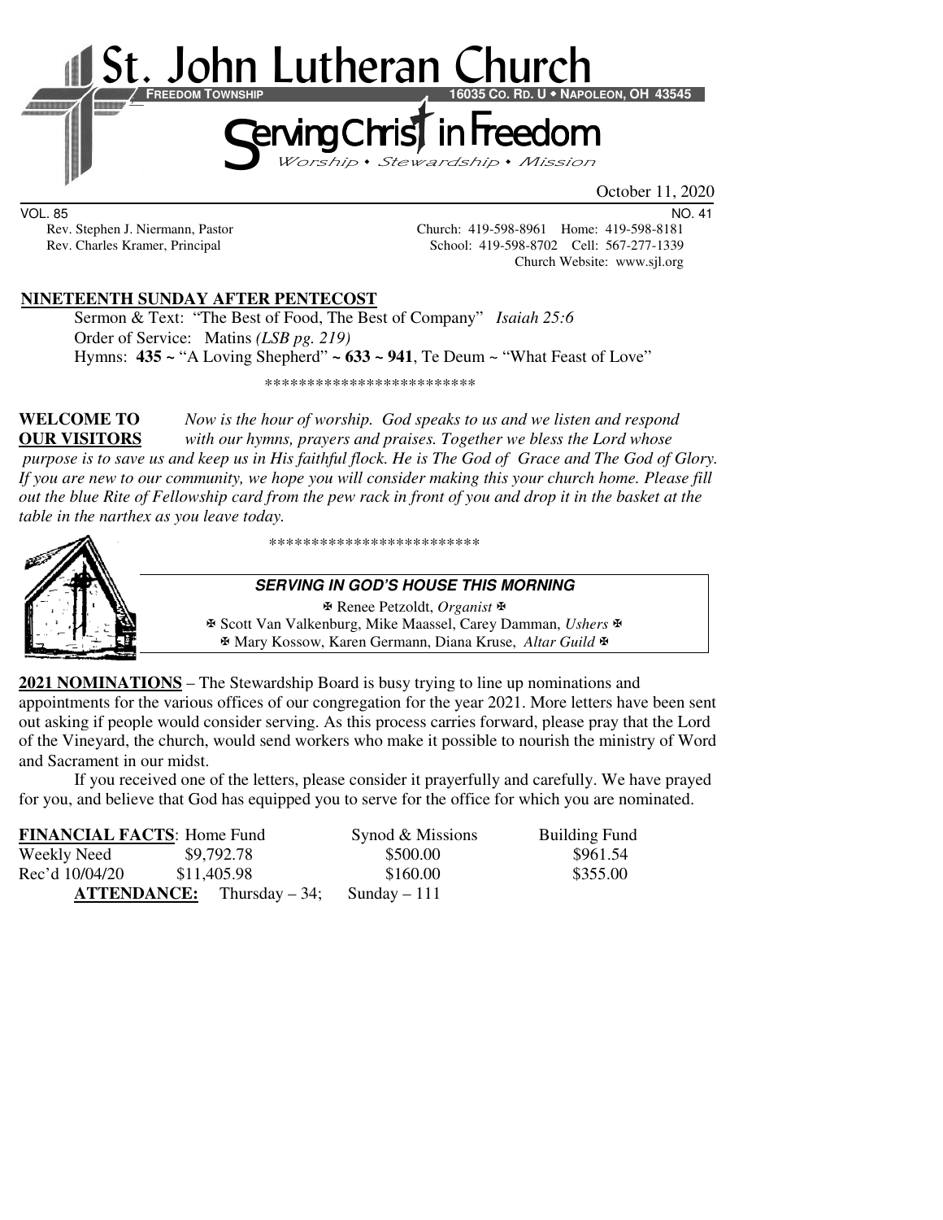# St. John Lutheran Church

**FREEDOM TOWNSHIP** 16035 CO. RD. U • NAPOLEON, OH 43545

## Serving Christ in Freedom

*Worship • Stewardship • Mission*

October 11, 2020

VOL. 85 NO. 41

Rev. Stephen J. Niermann, Pastor — Church: 419-598-8961 Home: 419-598-8181
Rev. Charles Kramer, Principal — School: 419-598-8702 Cell: 567-277-1339
Church Website: www.sjl.org

**NINETEENTH SUNDAY AFTER PENTECOST**

Sermon & Text: "The Best of Food, The Best of Company" *Isaiah 25:6*
Order of Service: Matins *(LSB pg. 219)*
Hymns: **435** ~ "A Loving Shepherd" ~ **633** ~ **941**, Te Deum ~ "What Feast of Love"

*************************

**WELCOME TO OUR VISITORS** *Now is the hour of worship. God speaks to us and we listen and respond with our hymns, prayers and praises. Together we bless the Lord whose purpose is to save us and keep us in His faithful flock. He is The God of Grace and The God of Glory. If you are new to our community, we hope you will consider making this your church home. Please fill out the blue Rite of Fellowship card from the pew rack in front of you and drop it in the basket at the table in the narthex as you leave today.*

*************************

**SERVING IN GOD'S HOUSE THIS MORNING**

✠ Renee Petzoldt, *Organist* ✠
✠ Scott Van Valkenburg, Mike Maassel, Carey Damman, *Ushers* ✠
✠ Mary Kossow, Karen Germann, Diana Kruse, *Altar Guild* ✠

**2021 NOMINATIONS** – The Stewardship Board is busy trying to line up nominations and appointments for the various offices of our congregation for the year 2021. More letters have been sent out asking if people would consider serving. As this process carries forward, please pray that the Lord of the Vineyard, the church, would send workers who make it possible to nourish the ministry of Word and Sacrament in our midst.

If you received one of the letters, please consider it prayerfully and carefully. We have prayed for you, and believe that God has equipped you to serve for the office for which you are nominated.

| **FINANCIAL FACTS**: | Home Fund | Synod & Missions | Building Fund |
|---|---|---|---|
| Weekly Need | $9,792.78 | $500.00 | $961.54 |
| Rec'd 10/04/20 | $11,405.98 | $160.00 | $355.00 |

**ATTENDANCE:** Thursday – 34; Sunday – 111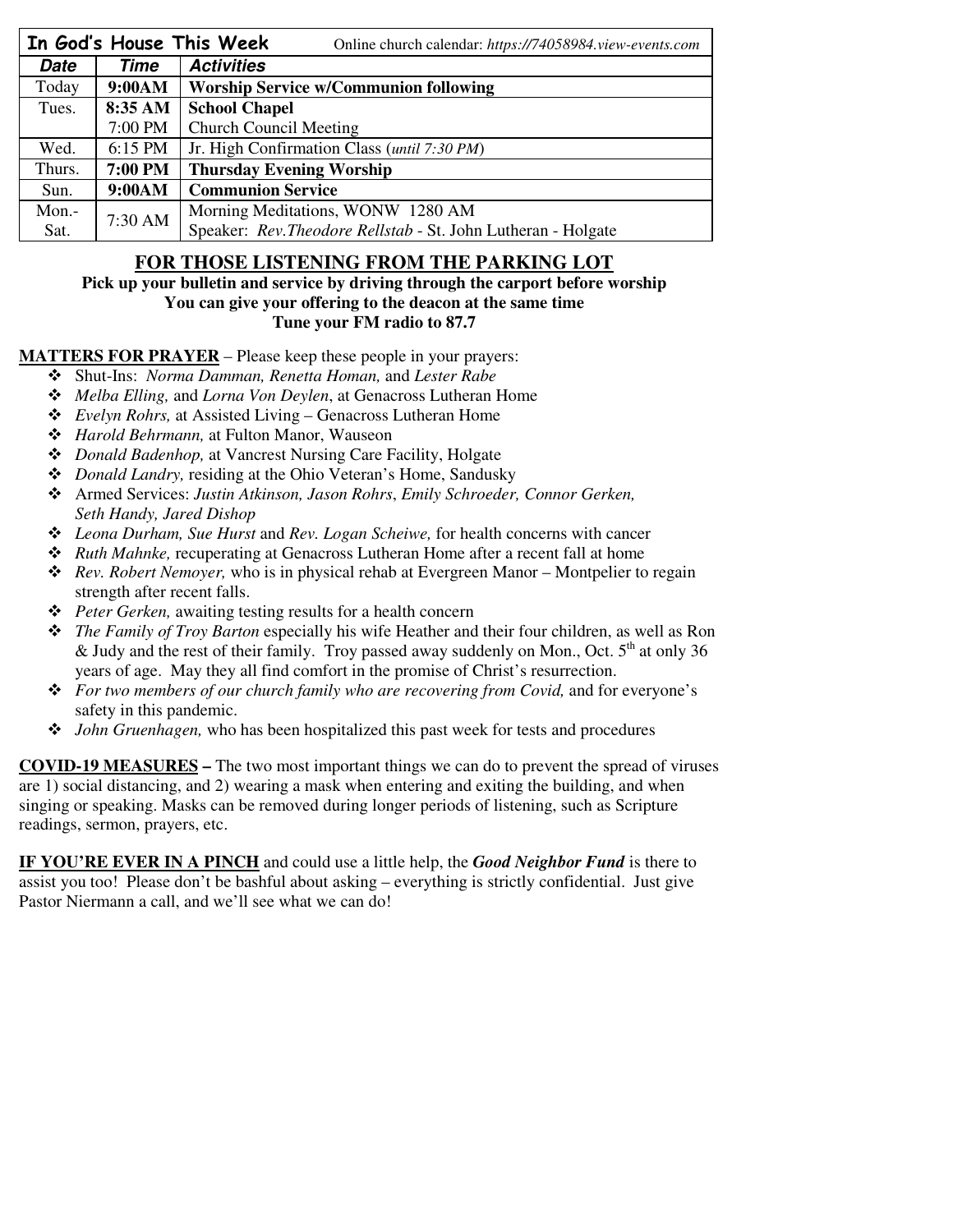| **In God's House This Week** | | Online church calendar: *https://74058984.view-events.com* |
|---|---|---|
| ***Date*** | ***Time*** | ***Activities*** |
| Today | **9:00AM** | **Worship Service w/Communion following** |
| Tues. | **8:35 AM** | **School Chapel** |
| | 7:00 PM | Church Council Meeting |
| Wed. | 6:15 PM | Jr. High Confirmation Class (*until 7:30 PM*) |
| Thurs. | **7:00 PM** | **Thursday Evening Worship** |
| Sun. | **9:00AM** | **Communion Service** |
| Mon.-Sat. | 7:30 AM | Morning Meditations, WONW 1280 AM<br>Speaker: *Rev.Theodore Rellstab* - St. John Lutheran - Holgate |

## FOR THOSE LISTENING FROM THE PARKING LOT

**Pick up your bulletin and service by driving through the carport before worship**
**You can give your offering to the deacon at the same time**
**Tune your FM radio to 87.7**

**MATTERS FOR PRAYER** – Please keep these people in your prayers:

- Shut-Ins: *Norma Damman, Renetta Homan,* and *Lester Rabe*
- *Melba Elling,* and *Lorna Von Deylen*, at Genacross Lutheran Home
- *Evelyn Rohrs,* at Assisted Living – Genacross Lutheran Home
- *Harold Behrmann,* at Fulton Manor, Wauseon
- *Donald Badenhop,* at Vancrest Nursing Care Facility, Holgate
- *Donald Landry,* residing at the Ohio Veteran's Home, Sandusky
- Armed Services: *Justin Atkinson, Jason Rohrs*, *Emily Schroeder, Connor Gerken, Seth Handy, Jared Dishop*
- *Leona Durham, Sue Hurst* and *Rev. Logan Scheiwe,* for health concerns with cancer
- *Ruth Mahnke,* recuperating at Genacross Lutheran Home after a recent fall at home
- *Rev. Robert Nemoyer,* who is in physical rehab at Evergreen Manor – Montpelier to regain strength after recent falls.
- *Peter Gerken,* awaiting testing results for a health concern
- *The Family of Troy Barton* especially his wife Heather and their four children, as well as Ron & Judy and the rest of their family. Troy passed away suddenly on Mon., Oct. 5th at only 36 years of age. May they all find comfort in the promise of Christ's resurrection.
- *For two members of our church family who are recovering from Covid,* and for everyone's safety in this pandemic.
- *John Gruenhagen,* who has been hospitalized this past week for tests and procedures

**COVID-19 MEASURES –** The two most important things we can do to prevent the spread of viruses are 1) social distancing, and 2) wearing a mask when entering and exiting the building, and when singing or speaking. Masks can be removed during longer periods of listening, such as Scripture readings, sermon, prayers, etc.

**IF YOU'RE EVER IN A PINCH** and could use a little help, the ***Good Neighbor Fund*** is there to assist you too! Please don't be bashful about asking – everything is strictly confidential. Just give Pastor Niermann a call, and we'll see what we can do!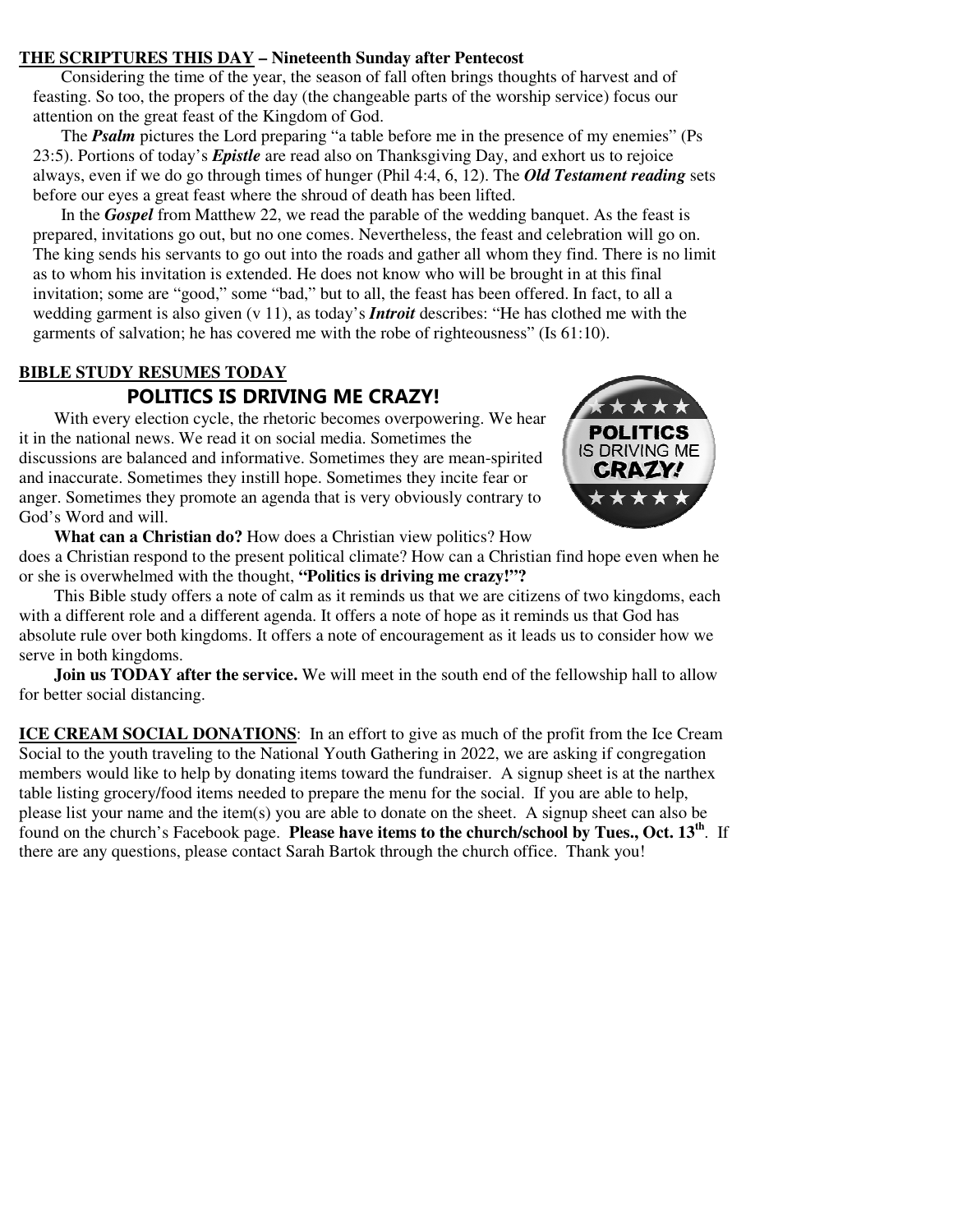**THE SCRIPTURES THIS DAY – Nineteenth Sunday after Pentecost**

Considering the time of the year, the season of fall often brings thoughts of harvest and of feasting. So too, the propers of the day (the changeable parts of the worship service) focus our attention on the great feast of the Kingdom of God.

The ***Psalm*** pictures the Lord preparing "a table before me in the presence of my enemies" (Ps 23:5). Portions of today's ***Epistle*** are read also on Thanksgiving Day, and exhort us to rejoice always, even if we do go through times of hunger (Phil 4:4, 6, 12). The ***Old Testament reading*** sets before our eyes a great feast where the shroud of death has been lifted.

In the ***Gospel*** from Matthew 22, we read the parable of the wedding banquet. As the feast is prepared, invitations go out, but no one comes. Nevertheless, the feast and celebration will go on. The king sends his servants to go out into the roads and gather all whom they find. There is no limit as to whom his invitation is extended. He does not know who will be brought in at this final invitation; some are "good," some "bad," but to all, the feast has been offered. In fact, to all a wedding garment is also given (v 11), as today's ***Introit*** describes: "He has clothed me with the garments of salvation; he has covered me with the robe of righteousness" (Is 61:10).

**BIBLE STUDY RESUMES TODAY**

## POLITICS IS DRIVING ME CRAZY!

With every election cycle, the rhetoric becomes overpowering. We hear it in the national news. We read it on social media. Sometimes the discussions are balanced and informative. Sometimes they are mean-spirited and inaccurate. Sometimes they instill hope. Sometimes they incite fear or anger. Sometimes they promote an agenda that is very obviously contrary to God's Word and will.

**What can a Christian do?** How does a Christian view politics? How does a Christian respond to the present political climate? How can a Christian find hope even when he or she is overwhelmed with the thought, **"Politics is driving me crazy!"?**

This Bible study offers a note of calm as it reminds us that we are citizens of two kingdoms, each with a different role and a different agenda. It offers a note of hope as it reminds us that God has absolute rule over both kingdoms. It offers a note of encouragement as it leads us to consider how we serve in both kingdoms.

**Join us TODAY after the service.** We will meet in the south end of the fellowship hall to allow for better social distancing.

**ICE CREAM SOCIAL DONATIONS**: In an effort to give as much of the profit from the Ice Cream Social to the youth traveling to the National Youth Gathering in 2022, we are asking if congregation members would like to help by donating items toward the fundraiser. A signup sheet is at the narthex table listing grocery/food items needed to prepare the menu for the social. If you are able to help, please list your name and the item(s) you are able to donate on the sheet. A signup sheet can also be found on the church's Facebook page. **Please have items to the church/school by Tues., Oct. 13th**. If there are any questions, please contact Sarah Bartok through the church office. Thank you!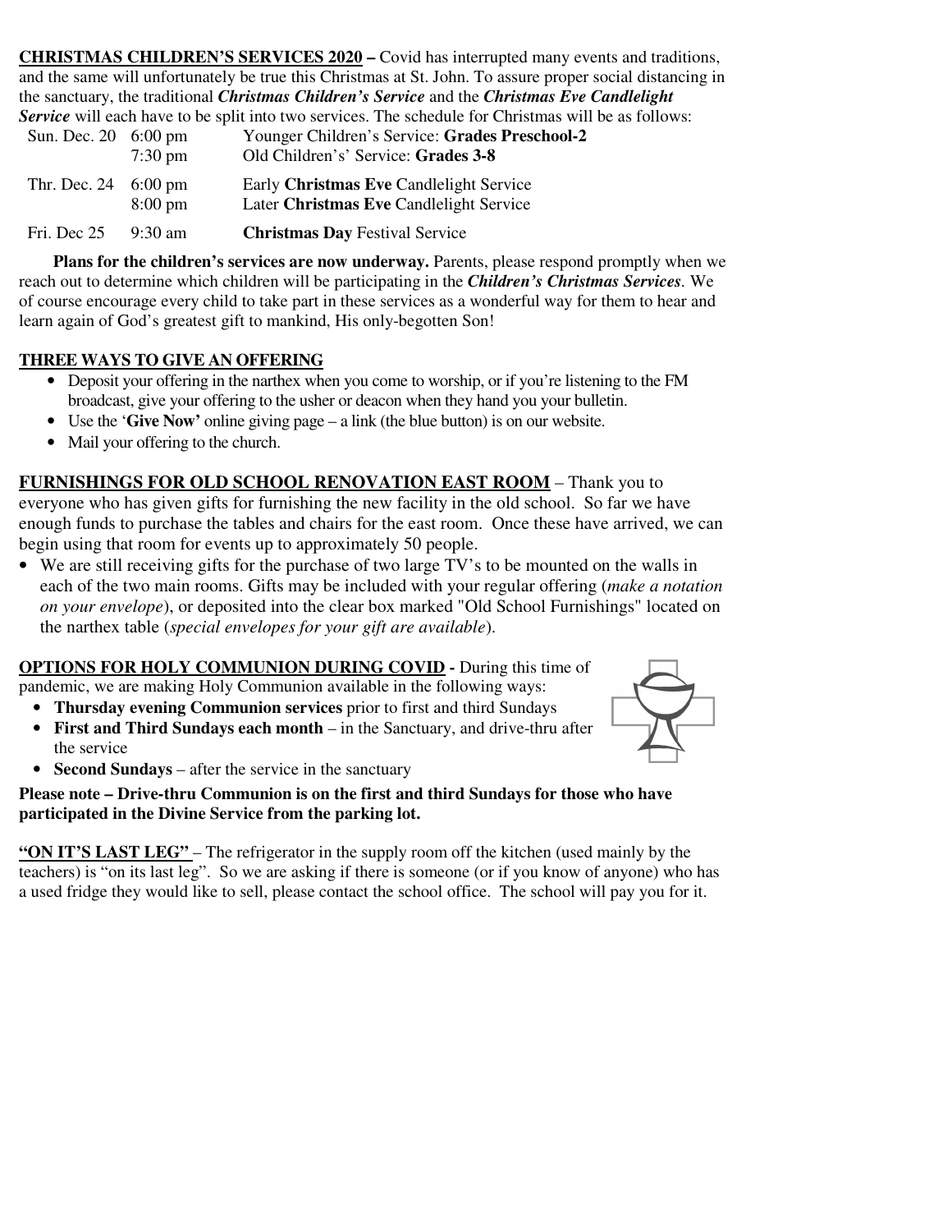**CHRISTMAS CHILDREN'S SERVICES 2020 –** Covid has interrupted many events and traditions, and the same will unfortunately be true this Christmas at St. John. To assure proper social distancing in the sanctuary, the traditional ***Christmas Children's Service*** and the ***Christmas Eve Candlelight Service*** will each have to be split into two services. The schedule for Christmas will be as follows:

| | | |
|---|---|---|
| Sun. Dec. 20 | 6:00 pm | Younger Children's Service: **Grades Preschool-2** |
| | 7:30 pm | Old Children's' Service: **Grades 3-8** |
| Thr. Dec. 24 | 6:00 pm | Early **Christmas Eve** Candlelight Service |
| | 8:00 pm | Later **Christmas Eve** Candlelight Service |
| Fri. Dec 25 | 9:30 am | **Christmas Day** Festival Service |

**Plans for the children's services are now underway.** Parents, please respond promptly when we reach out to determine which children will be participating in the ***Children's Christmas Services***. We of course encourage every child to take part in these services as a wonderful way for them to hear and learn again of God's greatest gift to mankind, His only-begotten Son!

**THREE WAYS TO GIVE AN OFFERING**

- Deposit your offering in the narthex when you come to worship, or if you're listening to the FM broadcast, give your offering to the usher or deacon when they hand you your bulletin.
- Use the '**Give Now'** online giving page – a link (the blue button) is on our website.
- Mail your offering to the church.

**FURNISHINGS FOR OLD SCHOOL RENOVATION EAST ROOM** – Thank you to everyone who has given gifts for furnishing the new facility in the old school. So far we have enough funds to purchase the tables and chairs for the east room. Once these have arrived, we can begin using that room for events up to approximately 50 people.

- We are still receiving gifts for the purchase of two large TV's to be mounted on the walls in each of the two main rooms. Gifts may be included with your regular offering (*make a notation on your envelope*), or deposited into the clear box marked "Old School Furnishings" located on the narthex table (*special envelopes for your gift are available*).

**OPTIONS FOR HOLY COMMUNION DURING COVID -** During this time of pandemic, we are making Holy Communion available in the following ways:

- **Thursday evening Communion services** prior to first and third Sundays
- **First and Third Sundays each month** – in the Sanctuary, and drive-thru after the service
- **Second Sundays** – after the service in the sanctuary

**Please note – Drive-thru Communion is on the first and third Sundays for those who have participated in the Divine Service from the parking lot.**

**"ON IT'S LAST LEG"** – The refrigerator in the supply room off the kitchen (used mainly by the teachers) is "on its last leg". So we are asking if there is someone (or if you know of anyone) who has a used fridge they would like to sell, please contact the school office. The school will pay you for it.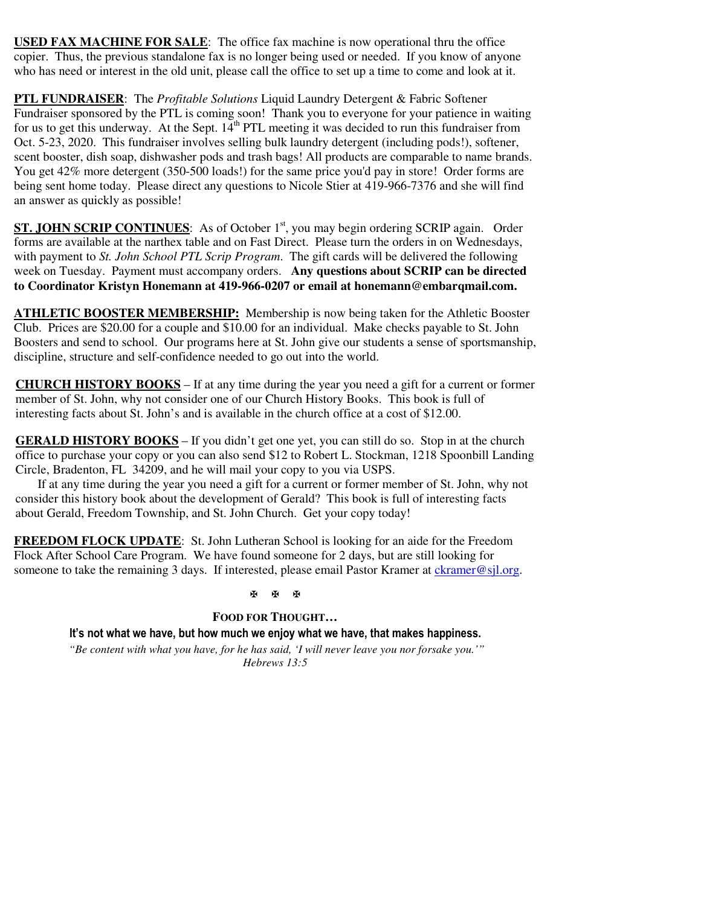**USED FAX MACHINE FOR SALE**: The office fax machine is now operational thru the office copier. Thus, the previous standalone fax is no longer being used or needed. If you know of anyone who has need or interest in the old unit, please call the office to set up a time to come and look at it.

**PTL FUNDRAISER**: The *Profitable Solutions* Liquid Laundry Detergent & Fabric Softener Fundraiser sponsored by the PTL is coming soon! Thank you to everyone for your patience in waiting for us to get this underway. At the Sept. 14th PTL meeting it was decided to run this fundraiser from Oct. 5-23, 2020. This fundraiser involves selling bulk laundry detergent (including pods!), softener, scent booster, dish soap, dishwasher pods and trash bags! All products are comparable to name brands. You get 42% more detergent (350-500 loads!) for the same price you'd pay in store! Order forms are being sent home today. Please direct any questions to Nicole Stier at 419-966-7376 and she will find an answer as quickly as possible!

**ST. JOHN SCRIP CONTINUES**: As of October 1st, you may begin ordering SCRIP again. Order forms are available at the narthex table and on Fast Direct. Please turn the orders in on Wednesdays, with payment to *St. John School PTL Scrip Program*. The gift cards will be delivered the following week on Tuesday. Payment must accompany orders. **Any questions about SCRIP can be directed to Coordinator Kristyn Honemann at 419-966-0207 or email at honemann@embarqmail.com.**

**ATHLETIC BOOSTER MEMBERSHIP:** Membership is now being taken for the Athletic Booster Club. Prices are $20.00 for a couple and $10.00 for an individual. Make checks payable to St. John Boosters and send to school. Our programs here at St. John give our students a sense of sportsmanship, discipline, structure and self-confidence needed to go out into the world.

**CHURCH HISTORY BOOKS** – If at any time during the year you need a gift for a current or former member of St. John, why not consider one of our Church History Books. This book is full of interesting facts about St. John's and is available in the church office at a cost of $12.00.

**GERALD HISTORY BOOKS** – If you didn't get one yet, you can still do so. Stop in at the church office to purchase your copy or you can also send $12 to Robert L. Stockman, 1218 Spoonbill Landing Circle, Bradenton, FL 34209, and he will mail your copy to you via USPS.

If at any time during the year you need a gift for a current or former member of St. John, why not consider this history book about the development of Gerald? This book is full of interesting facts about Gerald, Freedom Township, and St. John Church. Get your copy today!

**FREEDOM FLOCK UPDATE**: St. John Lutheran School is looking for an aide for the Freedom Flock After School Care Program. We have found someone for 2 days, but are still looking for someone to take the remaining 3 days. If interested, please email Pastor Kramer at ckramer@sjl.org.

✠ ✠ ✠

**FOOD FOR THOUGHT…**

**It's not what we have, but how much we enjoy what we have, that makes happiness.**

*"Be content with what you have, for he has said, 'I will never leave you nor forsake you.'"*
*Hebrews 13:5*